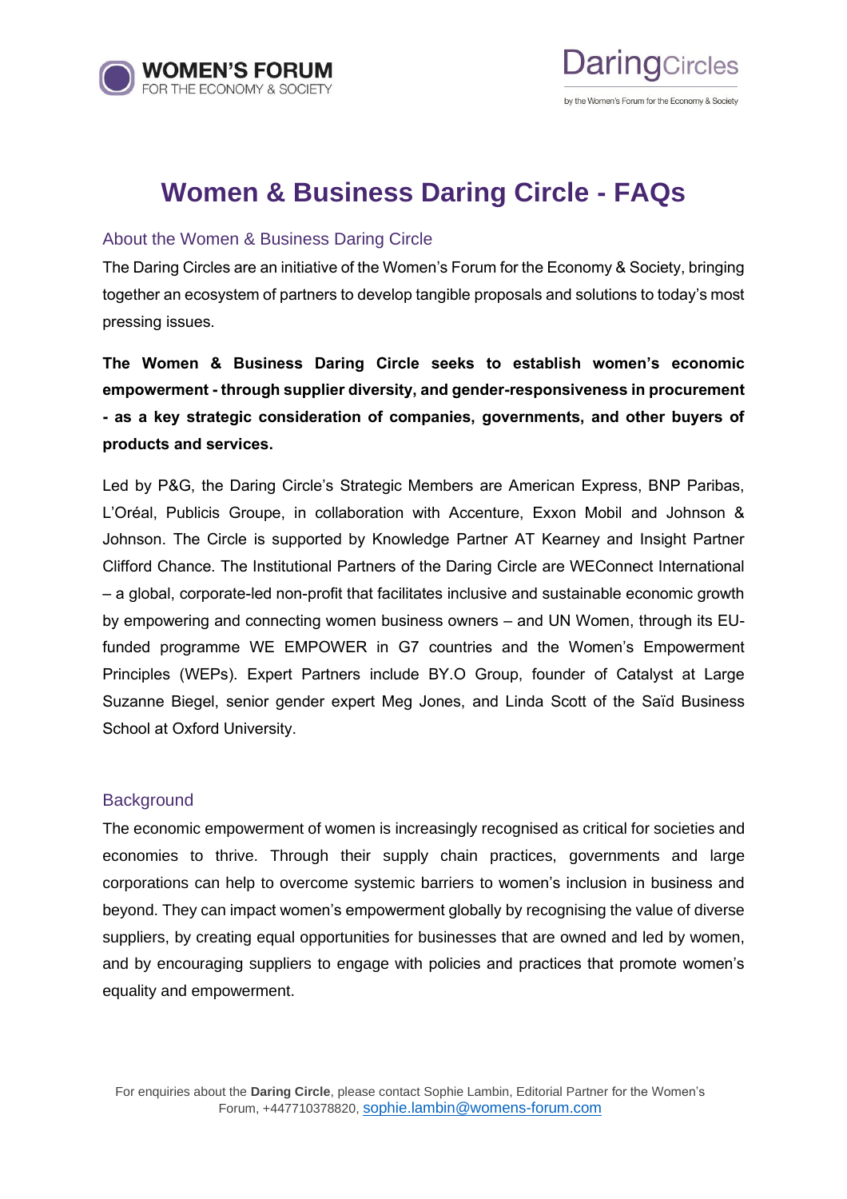# Women & Business Daring Circle - FAQs

## About the Women & Business Daring Circle

The Daring Circles are an initiative of the Women's Forum for the Economy & Society, bringing together an ecosystem of partners to develop tangible proposals and solutions to today's most pressing issues.

**The Women & Business Daring Circle seeks to establish women's economic empowerment - through supplier diversity, and gender-responsiveness in procurement - as a key strategic consideration of companies, governments, and other buyers of products and services.**

Led by P&G, the Daring Circle's Strategic Members are American Express, BNP Paribas, L'Oréal, Publicis Groupe, in collaboration with Accenture, Exxon Mobil and Johnson & Johnson. The Circle is supported by Knowledge Partner AT Kearney and Insight Partner Clifford Chance. The Institutional Partners of the Daring Circle are WEConnect International – a global, corporate-led non-profit that facilitates inclusive and sustainable economic growth by empowering and connecting women business owners – and UN Women, through its EU-funded programme WE EMPOWER in G7 countries and the Women's Empowerment Principles (WEPs). Expert Partners include BY.O Group, founder of Catalyst at Large Suzanne Biegel, senior gender expert Meg Jones, and Linda Scott of the Saïd Business School at Oxford University.

## Background

The economic empowerment of women is increasingly recognised as critical for societies and economies to thrive. Through their supply chain practices, governments and large corporations can help to overcome systemic barriers to women's inclusion in business and beyond. They can impact women's empowerment globally by recognising the value of diverse suppliers, by creating equal opportunities for businesses that are owned and led by women, and by encouraging suppliers to engage with policies and practices that promote women's equality and empowerment.

For enquiries about the **Daring Circle**, please contact Sophie Lambin, Editorial Partner for the Women's Forum, +447710378820, sophie.lambin@womens-forum.com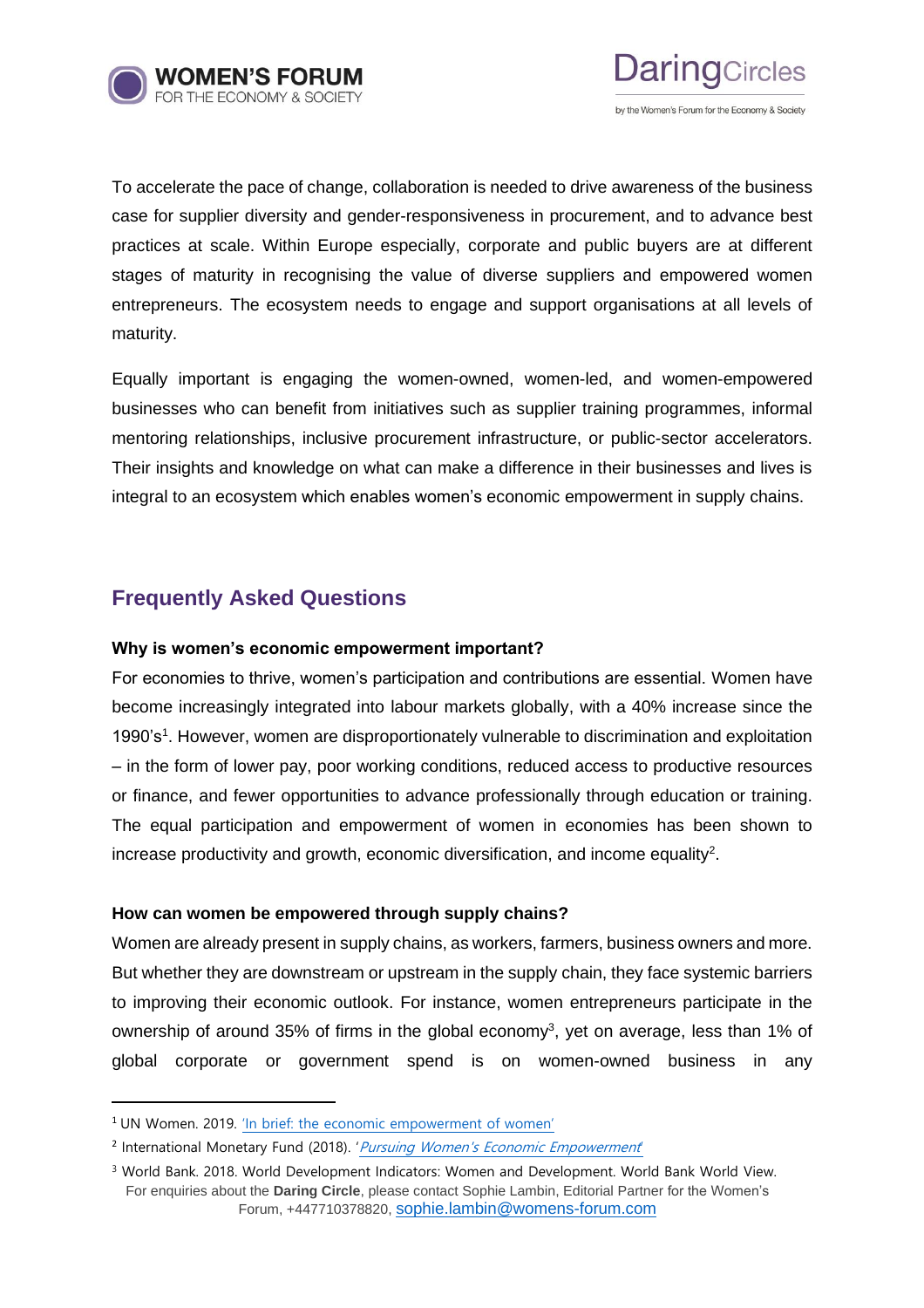To accelerate the pace of change, collaboration is needed to drive awareness of the business case for supplier diversity and gender-responsiveness in procurement, and to advance best practices at scale. Within Europe especially, corporate and public buyers are at different stages of maturity in recognising the value of diverse suppliers and empowered women entrepreneurs. The ecosystem needs to engage and support organisations at all levels of maturity.

Equally important is engaging the women-owned, women-led, and women-empowered businesses who can benefit from initiatives such as supplier training programmes, informal mentoring relationships, inclusive procurement infrastructure, or public-sector accelerators. Their insights and knowledge on what can make a difference in their businesses and lives is integral to an ecosystem which enables women's economic empowerment in supply chains.

## Frequently Asked Questions

**Why is women's economic empowerment important?**

For economies to thrive, women's participation and contributions are essential. Women have become increasingly integrated into labour markets globally, with a 40% increase since the 1990's[1]. However, women are disproportionately vulnerable to discrimination and exploitation – in the form of lower pay, poor working conditions, reduced access to productive resources or finance, and fewer opportunities to advance professionally through education or training. The equal participation and empowerment of women in economies has been shown to increase productivity and growth, economic diversification, and income equality[2].

**How can women be empowered through supply chains?**

Women are already present in supply chains, as workers, farmers, business owners and more. But whether they are downstream or upstream in the supply chain, they face systemic barriers to improving their economic outlook. For instance, women entrepreneurs participate in the ownership of around 35% of firms in the global economy[3], yet on average, less than 1% of global corporate or government spend is on women-owned business in any

---

[1] UN Women. 2019. 'In brief: the economic empowerment of women'

[2] International Monetary Fund (2018). '*Pursuing Women's Economic Empowerment*'

[3] World Bank. 2018. World Development Indicators: Women and Development. World Bank World View.

For enquiries about the **Daring Circle**, please contact Sophie Lambin, Editorial Partner for the Women's Forum, +447710378820, sophie.lambin@womens-forum.com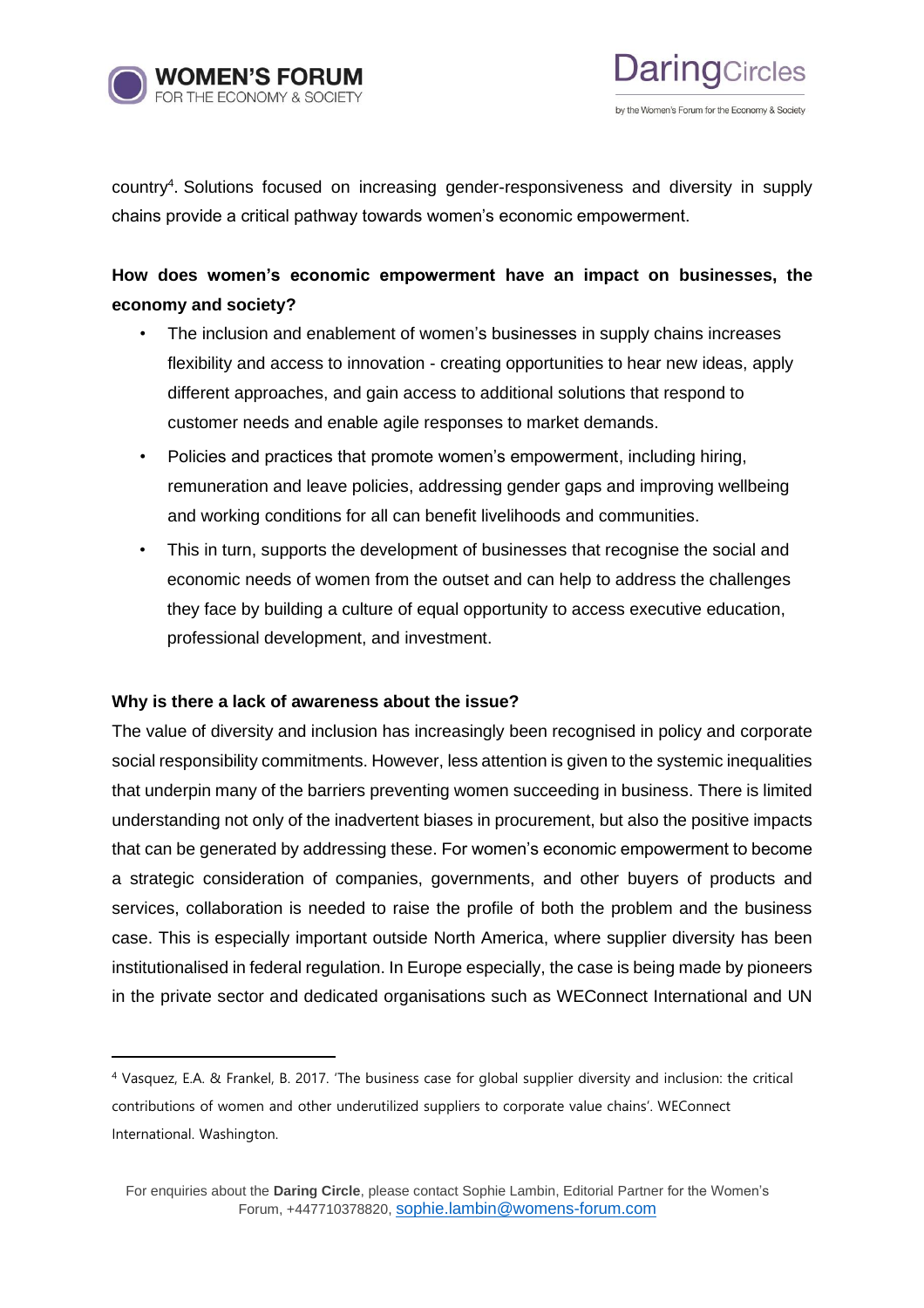country[4]. Solutions focused on increasing gender-responsiveness and diversity in supply chains provide a critical pathway towards women's economic empowerment.

**How does women's economic empowerment have an impact on businesses, the economy and society?**

- The inclusion and enablement of women's businesses in supply chains increases flexibility and access to innovation - creating opportunities to hear new ideas, apply different approaches, and gain access to additional solutions that respond to customer needs and enable agile responses to market demands.
- Policies and practices that promote women's empowerment, including hiring, remuneration and leave policies, addressing gender gaps and improving wellbeing and working conditions for all can benefit livelihoods and communities.
- This in turn, supports the development of businesses that recognise the social and economic needs of women from the outset and can help to address the challenges they face by building a culture of equal opportunity to access executive education, professional development, and investment.

**Why is there a lack of awareness about the issue?**

The value of diversity and inclusion has increasingly been recognised in policy and corporate social responsibility commitments. However, less attention is given to the systemic inequalities that underpin many of the barriers preventing women succeeding in business. There is limited understanding not only of the inadvertent biases in procurement, but also the positive impacts that can be generated by addressing these. For women's economic empowerment to become a strategic consideration of companies, governments, and other buyers of products and services, collaboration is needed to raise the profile of both the problem and the business case. This is especially important outside North America, where supplier diversity has been institutionalised in federal regulation. In Europe especially, the case is being made by pioneers in the private sector and dedicated organisations such as WEConnect International and UN

[4] Vasquez, E.A. & Frankel, B. 2017. 'The business case for global supplier diversity and inclusion: the critical contributions of women and other underutilized suppliers to corporate value chains'. WEConnect International. Washington.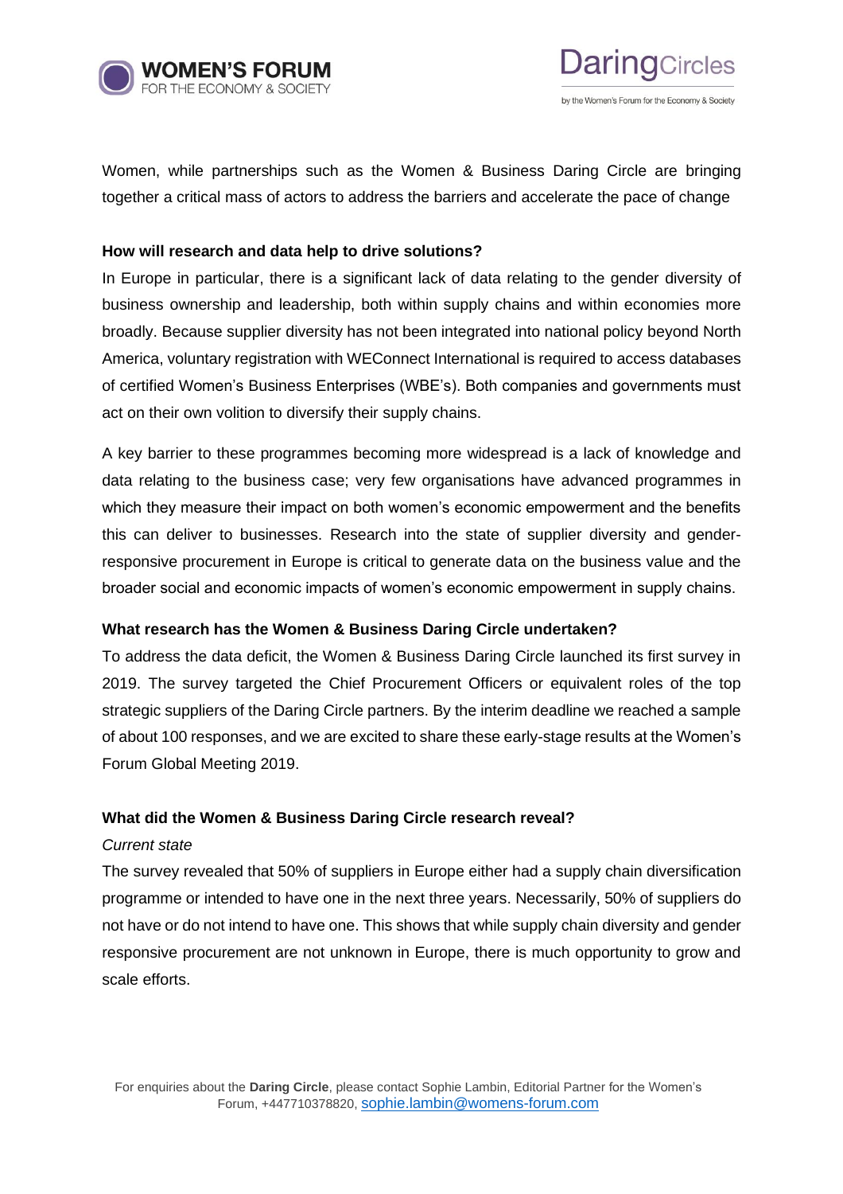Women, while partnerships such as the Women & Business Daring Circle are bringing together a critical mass of actors to address the barriers and accelerate the pace of change

**How will research and data help to drive solutions?**

In Europe in particular, there is a significant lack of data relating to the gender diversity of business ownership and leadership, both within supply chains and within economies more broadly. Because supplier diversity has not been integrated into national policy beyond North America, voluntary registration with WEConnect International is required to access databases of certified Women's Business Enterprises (WBE's). Both companies and governments must act on their own volition to diversify their supply chains.

A key barrier to these programmes becoming more widespread is a lack of knowledge and data relating to the business case; very few organisations have advanced programmes in which they measure their impact on both women's economic empowerment and the benefits this can deliver to businesses. Research into the state of supplier diversity and gender-responsive procurement in Europe is critical to generate data on the business value and the broader social and economic impacts of women's economic empowerment in supply chains.

**What research has the Women & Business Daring Circle undertaken?**

To address the data deficit, the Women & Business Daring Circle launched its first survey in 2019. The survey targeted the Chief Procurement Officers or equivalent roles of the top strategic suppliers of the Daring Circle partners. By the interim deadline we reached a sample of about 100 responses, and we are excited to share these early-stage results at the Women's Forum Global Meeting 2019.

**What did the Women & Business Daring Circle research reveal?**

*Current state*

The survey revealed that 50% of suppliers in Europe either had a supply chain diversification programme or intended to have one in the next three years. Necessarily, 50% of suppliers do not have or do not intend to have one. This shows that while supply chain diversity and gender responsive procurement are not unknown in Europe, there is much opportunity to grow and scale efforts.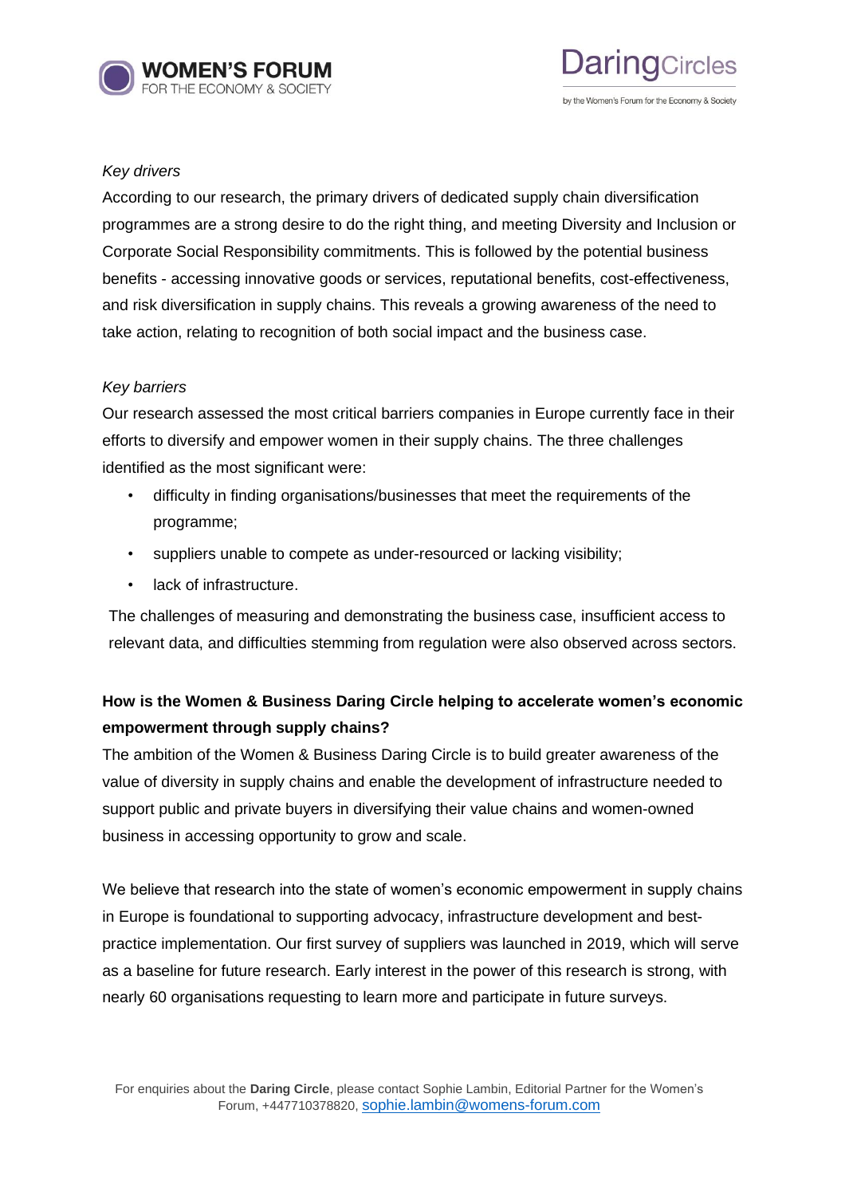*Key drivers*

According to our research, the primary drivers of dedicated supply chain diversification programmes are a strong desire to do the right thing, and meeting Diversity and Inclusion or Corporate Social Responsibility commitments. This is followed by the potential business benefits - accessing innovative goods or services, reputational benefits, cost-effectiveness, and risk diversification in supply chains. This reveals a growing awareness of the need to take action, relating to recognition of both social impact and the business case.

*Key barriers*

Our research assessed the most critical barriers companies in Europe currently face in their efforts to diversify and empower women in their supply chains. The three challenges identified as the most significant were:

- difficulty in finding organisations/businesses that meet the requirements of the programme;
- suppliers unable to compete as under-resourced or lacking visibility;
- lack of infrastructure.

The challenges of measuring and demonstrating the business case, insufficient access to relevant data, and difficulties stemming from regulation were also observed across sectors.

**How is the Women & Business Daring Circle helping to accelerate women's economic empowerment through supply chains?**

The ambition of the Women & Business Daring Circle is to build greater awareness of the value of diversity in supply chains and enable the development of infrastructure needed to support public and private buyers in diversifying their value chains and women-owned business in accessing opportunity to grow and scale.

We believe that research into the state of women's economic empowerment in supply chains in Europe is foundational to supporting advocacy, infrastructure development and best-practice implementation. Our first survey of suppliers was launched in 2019, which will serve as a baseline for future research. Early interest in the power of this research is strong, with nearly 60 organisations requesting to learn more and participate in future surveys.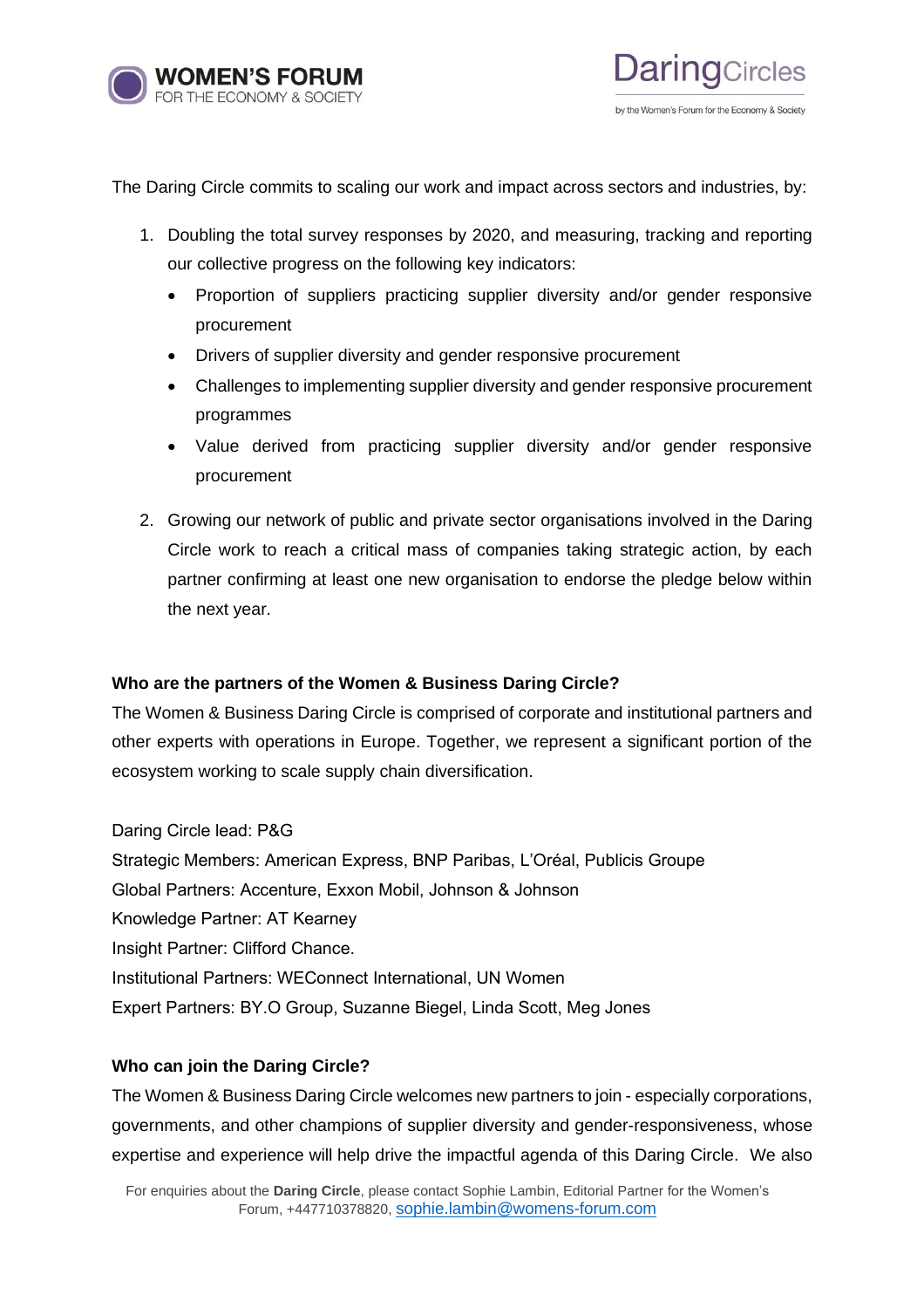The Daring Circle commits to scaling our work and impact across sectors and industries, by:

1. Doubling the total survey responses by 2020, and measuring, tracking and reporting our collective progress on the following key indicators:
   - Proportion of suppliers practicing supplier diversity and/or gender responsive procurement
   - Drivers of supplier diversity and gender responsive procurement
   - Challenges to implementing supplier diversity and gender responsive procurement programmes
   - Value derived from practicing supplier diversity and/or gender responsive procurement

2. Growing our network of public and private sector organisations involved in the Daring Circle work to reach a critical mass of companies taking strategic action, by each partner confirming at least one new organisation to endorse the pledge below within the next year.

**Who are the partners of the Women & Business Daring Circle?**

The Women & Business Daring Circle is comprised of corporate and institutional partners and other experts with operations in Europe. Together, we represent a significant portion of the ecosystem working to scale supply chain diversification.

Daring Circle lead: P&G
Strategic Members: American Express, BNP Paribas, L'Oréal, Publicis Groupe
Global Partners: Accenture, Exxon Mobil, Johnson & Johnson
Knowledge Partner: AT Kearney
Insight Partner: Clifford Chance.
Institutional Partners: WEConnect International, UN Women
Expert Partners: BY.O Group, Suzanne Biegel, Linda Scott, Meg Jones

**Who can join the Daring Circle?**

The Women & Business Daring Circle welcomes new partners to join - especially corporations, governments, and other champions of supplier diversity and gender-responsiveness, whose expertise and experience will help drive the impactful agenda of this Daring Circle. We also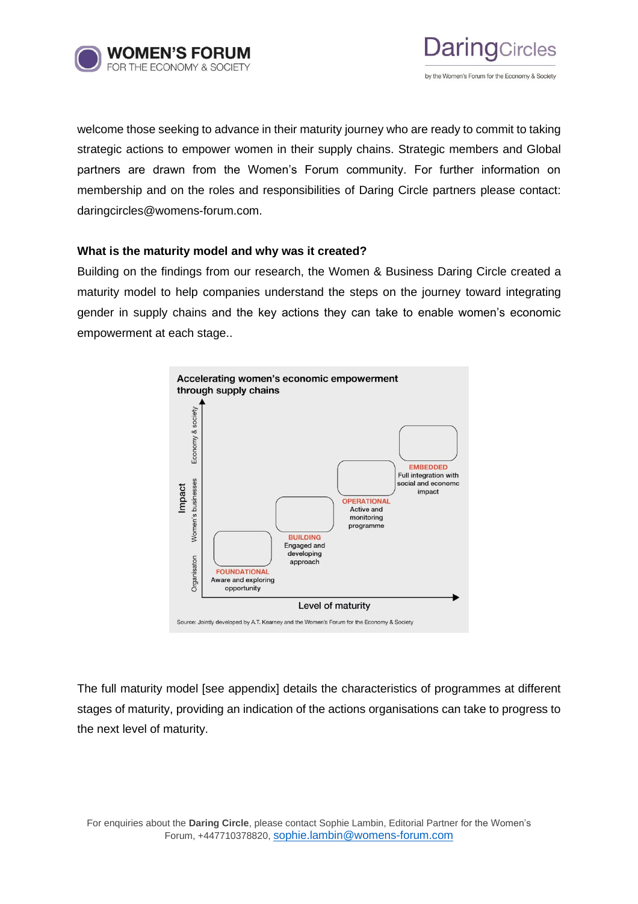welcome those seeking to advance in their maturity journey who are ready to commit to taking strategic actions to empower women in their supply chains. Strategic members and Global partners are drawn from the Women's Forum community. For further information on membership and on the roles and responsibilities of Daring Circle partners please contact: daringcircles@womens-forum.com.

**What is the maturity model and why was it created?**

Building on the findings from our research, the Women & Business Daring Circle created a maturity model to help companies understand the steps on the journey toward integrating gender in supply chains and the key actions they can take to enable women's economic empowerment at each stage..

**Accelerating women's economic empowerment through supply chains**

Impact: Organisaton / Women's businesses / Economy & society

Level of maturity

- **FOUNDATIONAL** – Aware and exploring opportunity
- **BUILDING** – Engaged and developing approach
- **OPERATIONAL** – Active and monitoring programme
- **EMBEDDED** – Full integration with social and economc impact

Source: Jointly developed by A.T. Kearney and the Women's Forum for the Economy & Society

The full maturity model [see appendix] details the characteristics of programmes at different stages of maturity, providing an indication of the actions organisations can take to progress to the next level of maturity.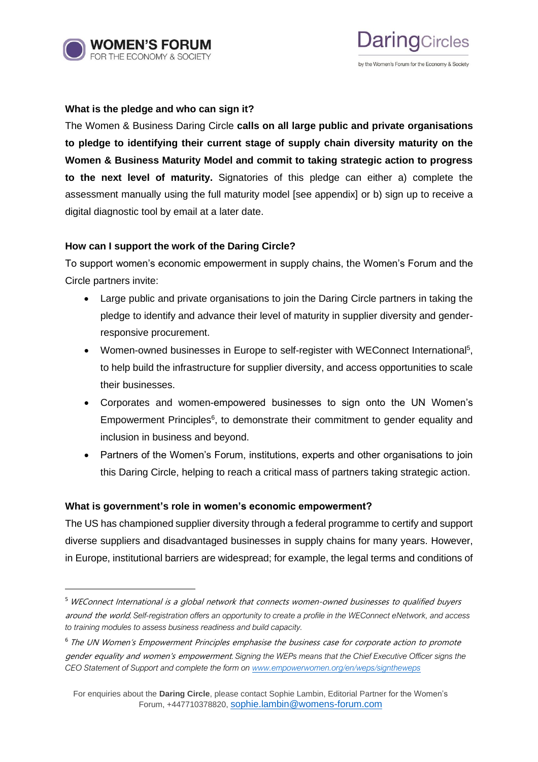**What is the pledge and who can sign it?**

The Women & Business Daring Circle **calls on all large public and private organisations to pledge to identifying their current stage of supply chain diversity maturity on the Women & Business Maturity Model and commit to taking strategic action to progress to the next level of maturity.** Signatories of this pledge can either a) complete the assessment manually using the full maturity model [see appendix] or b) sign up to receive a digital diagnostic tool by email at a later date.

**How can I support the work of the Daring Circle?**

To support women's economic empowerment in supply chains, the Women's Forum and the Circle partners invite:

- Large public and private organisations to join the Daring Circle partners in taking the pledge to identify and advance their level of maturity in supplier diversity and gender-responsive procurement.
- Women-owned businesses in Europe to self-register with WEConnect International[5], to help build the infrastructure for supplier diversity, and access opportunities to scale their businesses.
- Corporates and women-empowered businesses to sign onto the UN Women's Empowerment Principles[6], to demonstrate their commitment to gender equality and inclusion in business and beyond.
- Partners of the Women's Forum, institutions, experts and other organisations to join this Daring Circle, helping to reach a critical mass of partners taking strategic action.

**What is government's role in women's economic empowerment?**

The US has championed supplier diversity through a federal programme to certify and support diverse suppliers and disadvantaged businesses in supply chains for many years. However, in Europe, institutional barriers are widespread; for example, the legal terms and conditions of

---

[5] *WEConnect International is a global network that connects women-owned businesses to qualified buyers around the world. Self-registration offers an opportunity to create a profile in the WEConnect eNetwork, and access to training modules to assess business readiness and build capacity.*

[6] *The UN Women's Empowerment Principles emphasise the business case for corporate action to promote gender equality and women's empowerment. Signing the WEPs means that the Chief Executive Officer signs the CEO Statement of Support and complete the form on www.empowerwomen.org/en/weps/signtheweps*

For enquiries about the **Daring Circle**, please contact Sophie Lambin, Editorial Partner for the Women's Forum, +447710378820, sophie.lambin@womens-forum.com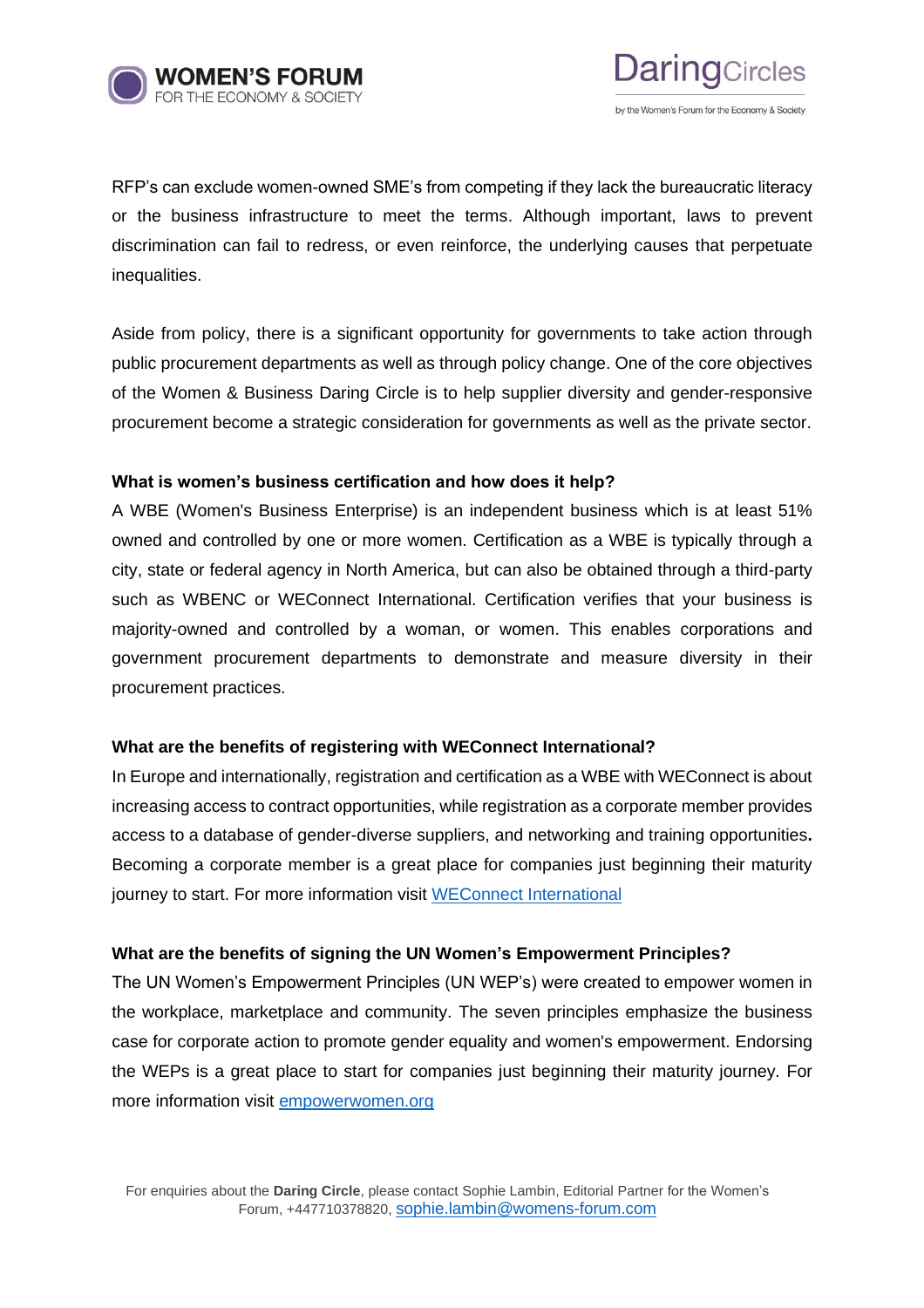RFP's can exclude women-owned SME's from competing if they lack the bureaucratic literacy or the business infrastructure to meet the terms. Although important, laws to prevent discrimination can fail to redress, or even reinforce, the underlying causes that perpetuate inequalities.

Aside from policy, there is a significant opportunity for governments to take action through public procurement departments as well as through policy change. One of the core objectives of the Women & Business Daring Circle is to help supplier diversity and gender-responsive procurement become a strategic consideration for governments as well as the private sector.

**What is women's business certification and how does it help?**

A WBE (Women's Business Enterprise) is an independent business which is at least 51% owned and controlled by one or more women. Certification as a WBE is typically through a city, state or federal agency in North America, but can also be obtained through a third-party such as WBENC or WEConnect International. Certification verifies that your business is majority-owned and controlled by a woman, or women. This enables corporations and government procurement departments to demonstrate and measure diversity in their procurement practices.

**What are the benefits of registering with WEConnect International?**

In Europe and internationally, registration and certification as a WBE with WEConnect is about increasing access to contract opportunities, while registration as a corporate member provides access to a database of gender-diverse suppliers, and networking and training opportunities**.** Becoming a corporate member is a great place for companies just beginning their maturity journey to start. For more information visit [WEConnect International]

**What are the benefits of signing the UN Women's Empowerment Principles?**

The UN Women's Empowerment Principles (UN WEP's) were created to empower women in the workplace, marketplace and community. The seven principles emphasize the business case for corporate action to promote gender equality and women's empowerment. Endorsing the WEPs is a great place to start for companies just beginning their maturity journey. For more information visit [empowerwomen.org]

For enquiries about the **Daring Circle**, please contact Sophie Lambin, Editorial Partner for the Women's Forum, +447710378820, sophie.lambin@womens-forum.com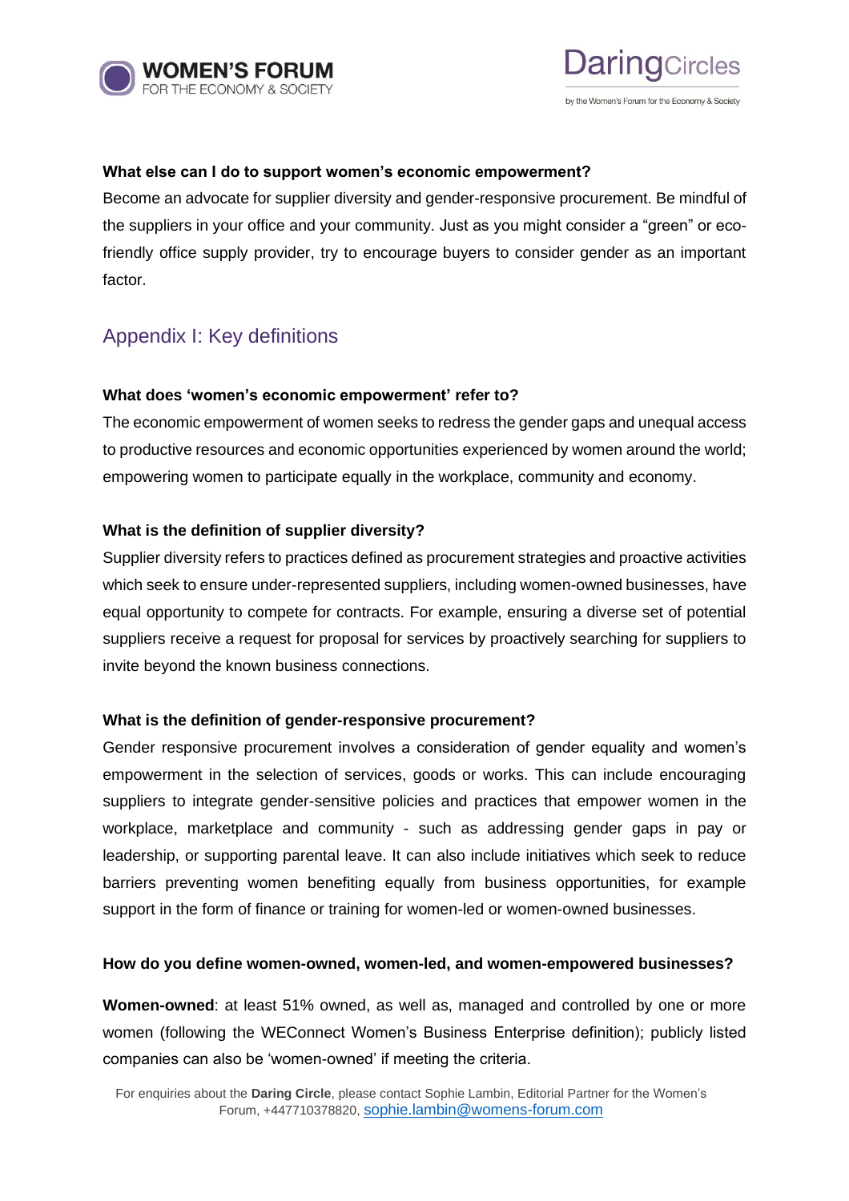**What else can I do to support women's economic empowerment?**

Become an advocate for supplier diversity and gender-responsive procurement. Be mindful of the suppliers in your office and your community. Just as you might consider a "green" or eco-friendly office supply provider, try to encourage buyers to consider gender as an important factor.

## Appendix I: Key definitions

**What does 'women's economic empowerment' refer to?**

The economic empowerment of women seeks to redress the gender gaps and unequal access to productive resources and economic opportunities experienced by women around the world; empowering women to participate equally in the workplace, community and economy.

**What is the definition of supplier diversity?**

Supplier diversity refers to practices defined as procurement strategies and proactive activities which seek to ensure under-represented suppliers, including women-owned businesses, have equal opportunity to compete for contracts. For example, ensuring a diverse set of potential suppliers receive a request for proposal for services by proactively searching for suppliers to invite beyond the known business connections.

**What is the definition of gender-responsive procurement?**

Gender responsive procurement involves a consideration of gender equality and women's empowerment in the selection of services, goods or works. This can include encouraging suppliers to integrate gender-sensitive policies and practices that empower women in the workplace, marketplace and community - such as addressing gender gaps in pay or leadership, or supporting parental leave. It can also include initiatives which seek to reduce barriers preventing women benefiting equally from business opportunities, for example support in the form of finance or training for women-led or women-owned businesses.

**How do you define women-owned, women-led, and women-empowered businesses?**

**Women-owned**: at least 51% owned, as well as, managed and controlled by one or more women (following the WEConnect Women's Business Enterprise definition); publicly listed companies can also be 'women-owned' if meeting the criteria.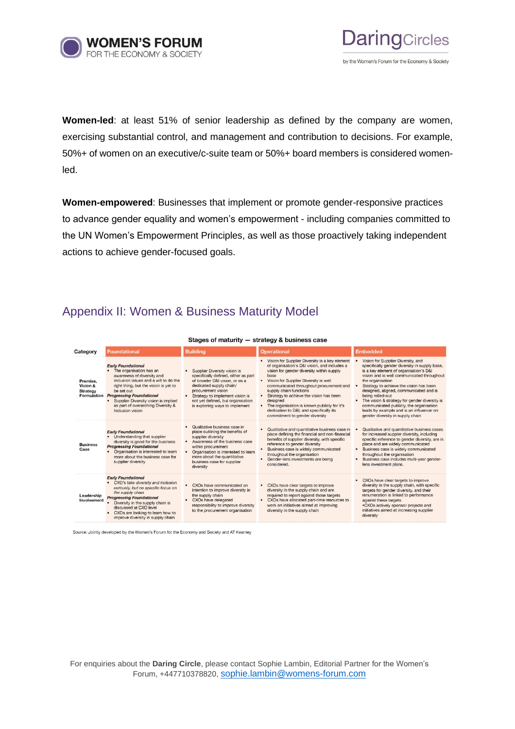**Women-led**: at least 51% of senior leadership as defined by the company are women, exercising substantial control, and management and contribution to decisions. For example, 50%+ of women on an executive/c-suite team or 50%+ board members is considered women-led.

**Women-empowered**: Businesses that implement or promote gender-responsive practices to advance gender equality and women's empowerment - including companies committed to the UN Women's Empowerment Principles, as well as those proactively taking independent actions to achieve gender-focused goals.

## Appendix II: Women & Business Maturity Model

**Stages of maturity — strategy & business case**

| Category | Foundational | Building | Operational | Embedded |
|---|---|---|---|---|
| Premise, Vision & Strategy Formulation | *Early Foundational*<br>• The organisation has an awareness of diversity and inclusion issues and a will to do the right thing, but the vision is yet to be set out<br>*Progressing Foundational*<br>• Supplier Diversity vision is implied as part of overarching Diversity & Inclusion vision | • Supplier Diversity vision is specifically defined, either as part of broader D&I vision, or as a dedicated supply chain/ procurement vision<br>• Strategy to implement vision is not yet defined, but organisation is exploring ways to implement | • Vision for Supplier Diversity is a key element of organisation's D&I vision, and includes a vision for gender diversity within supply base<br>• Vision for Supplier Diversity is well communicated throughout procurement and supply chain functions<br>• Strategy to achieve the vision has been designed<br>• The organisation is known publicly for it's dedication to D&I, and specifically its commitment to gender diversity | • Vision for Supplier Diversity, and specifically gender diversity in supply base, is a key element of organisation's D&I vision and is well communicated throughout the organisation<br>• Strategy to achieve the vision has been designed, aligned, communicated and is being rolled-out<br>• The vision & strategy for gender diversity is communicated publicly, the organisation leads by example and is an influencer on gender diversity in supply chain |
| Business Case | *Early Foundational*<br>• Understanding that supplier diversity is good for the business<br>*Progressing Foundational*<br>• Organisation is interested to learn more about the business case for supplier diversity | • Qualitative business case in place outlining the benefits of supplier diversity<br>• Awareness of the business case within procurement<br>• Organisation is interested to learn more about the quantitative business case for supplier diversity | • Qualitative and quantitative business case in place defining the financial and non-financial benefits of supplier diversity, with specific reference to gender diversity<br>• Business case is widely communicated throughout the organisation<br>• Gender-lens investments are being considered. | • Qualitative and quantitative business cases for increased supplier diversity, including specific reference to gender diversity, are in place and are widely communicated<br>• Business case is widely communicated throughout the organisation<br>• Business case includes multi-year gender-lens investment plans. |
| Leadership Involvement | *Early Foundational*<br>• *CXO's take diversity and inclusion seriously, but no specific focus on the supply chain*<br>*Progressing Foundational*<br>• Diversity in the supply chain is discussed at CXO level<br>• CXOs are looking to learn how to improve diversity in supply chain | • CXOs have communicated an intention to improve diversity in the supply chain<br>• CXOs have delegated responsibility to improve diversity to the procurement organisation | • CXOs have clear targets to improve diversity in the supply chain and are required to report against those targets<br>• CXOs have allocated part-time resources to work on initiatives aimed at improving diversity in the supply chain | • CXOs have clear targets to improve diversity in the supply chain, with specific targets for gender diversity, and their renumeration is linked to performance against these targets<br>• CXOs actively sponsor projects and initiatives aimed at increasing supplier diversity |

Source: Jointly developed by the Women's Forum for the Economy and Society and AT Kearney

For enquiries about the **Daring Circle**, please contact Sophie Lambin, Editorial Partner for the Women's Forum, +447710378820, sophie.lambin@womens-forum.com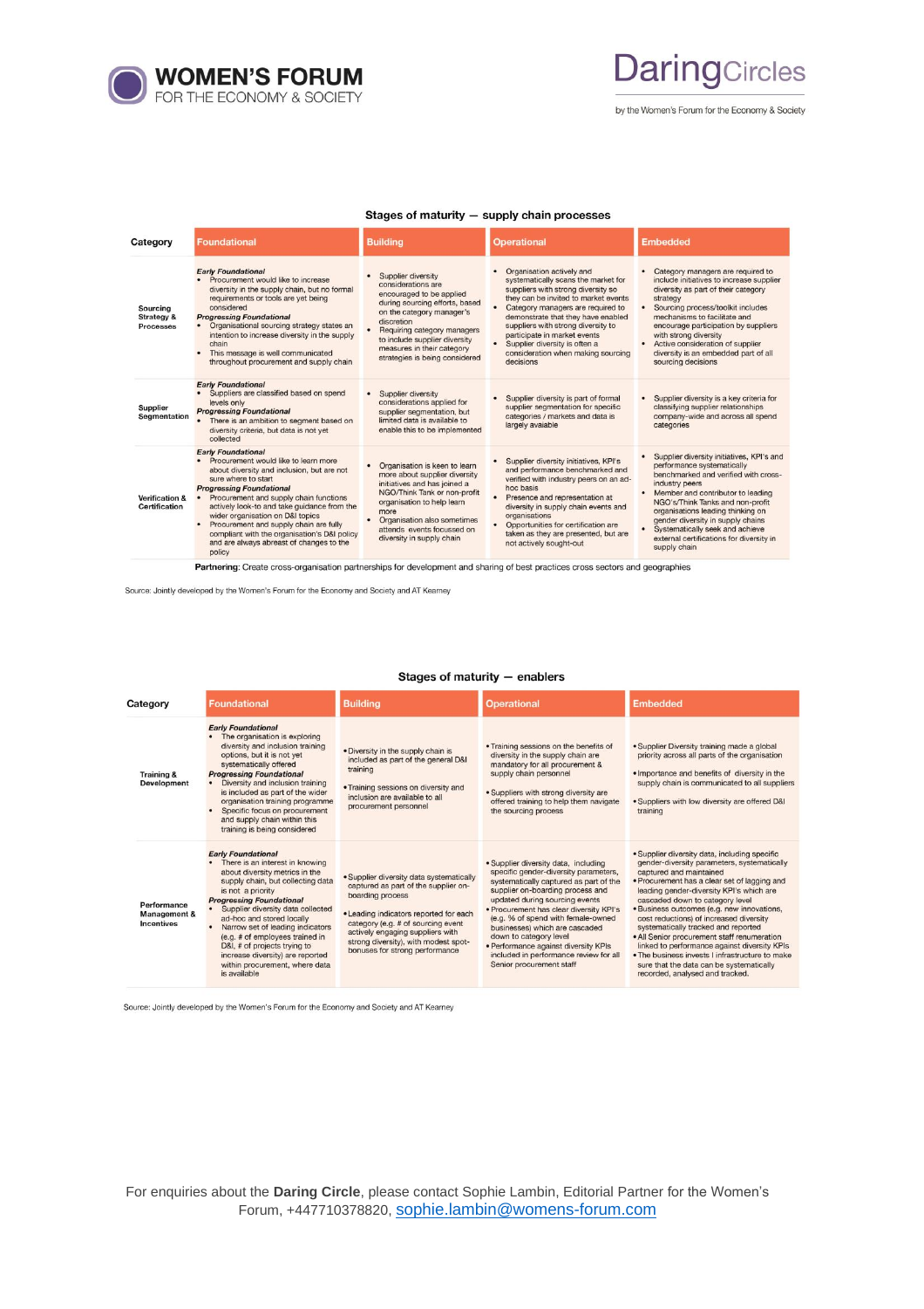### Stages of maturity — supply chain processes

| Category | Foundational | Building | Operational | Embedded |
|---|---|---|---|---|
| Sourcing Strategy & Processes | *Early Foundational* • Procurement would like to increase diversity in the supply chain, but no formal requirements or tools are yet being considered *Progressing Foundational* • Organisational sourcing strategy states an intention to increase diversity in the supply chain • This message is well communicated throughout procurement and supply chain | • Supplier diversity considerations are encouraged to be applied during sourcing efforts, based on the category manager's discretion • Requiring category managers to include supplier diversity measures in their category strategies is being considered | • Organisation actively and systematically scans the market for suppliers with strong diversity so they can be invited to market events • Category managers are required to demonstrate that they have enabled suppliers with strong diversity to participate in market events • Supplier diversity is often a consideration when making sourcing decisions | • Category managers are required to include initiatives to increase supplier diversity as part of their category strategy • Sourcing process/toolkit includes mechanisms to facilitate and encourage participation by suppliers with strong diversity • Active consideration of supplier diversity is an embedded part of all sourcing decisions |
| Supplier Segmentation | *Early Foundational* • Suppliers are classified based on spend levels only *Progressing Foundational* • There is an ambition to segment based on diversity criteria, but data is not yet collected | • Supplier diversity considerations applied for supplier segmentation, but limited data is available to enable this to be implemented | • Supplier diversity is part of formal supplier segmentation for specific categories / markets and data is largely avaiable | • Supplier diversity is a key criteria for classifying supplier relationships company-wide and across all spend categories |
| Verification & Certification | *Early Foundational* • Procurement would like to learn more about diversity and inclusion, but are not sure where to start *Progressing Foundational* • Procurement and supply chain functions actively look-to and take guidance from the wider organisation on D&I topics • Procurement and supply chain are fully compliant with the organisation's D&I policy and are always abreast of changes to the policy | • Organisation is keen to learn more about supplier diversity initiatives and has joined a NGO/Think Tank or non-profit organisation to help learn more • Organisation also sometimes attends events focussed on diversity in supply chain | • Supplier diversity initiatives, KPI's and performance benchmarked and verified with industry peers on an ad-hoc basis • Presence and representation at diversity in supply chain events and organisations • Opportunities for certification are taken as they are presented, but are not actively sought-out | • Supplier diversity initiatives, KPI's and performance systematically benchmarked and verified with cross-industry peers • Member and contributor to leading NGO's/Think Tanks and non-profit organisations leading thinking on gender diversity in supply chains • Systematically seek and achieve external certifications for diversity in supply chain |

**Partnering**: Create cross-organisation partnerships for development and sharing of best practices cross sectors and geographies

Source: Jointly developed by the Women's Forum for the Economy and Society and AT Kearney

### Stages of maturity — enablers

| Category | Foundational | Building | Operational | Embedded |
|---|---|---|---|---|
| Training & Development | *Early Foundational* • The organisation is exploring diversity and inclusion training options, but it is not yet systematically offered *Progressing Foundational* • Diversity and inclusion training is included as part of the wider organisation training programme • Specific focus on procurement and supply chain within this training is being considered | • Diversity in the supply chain is included as part of the general D&I training • Training sessions on diversity and inclusion are available to all procurement personnel | • Training sessions on the benefits of diversity in the supply chain are mandatory for all procurement & supply chain personnel • Suppliers with strong diversity are offered training to help them navigate the sourcing process | • Supplier Diversity training made a global priority across all parts of the organisation • Importance and benefits of diversity in the supply chain is communicated to all suppliers • Suppliers with low diversity are offered D&I training |
| Performance Management & Incentives | *Early Foundational* • There is an interest in knowing about diversity metrics in the supply chain, but collecting data is not a priority *Progressing Foundational* • Supplier diversity data collected ad-hoc and stored locally • Narrow set of leading indicators (e.g. # of employees trained in D&I, # of projects trying to increase diversity) are reported within procurement, where data is available | • Supplier diversity data systematically captured as part of the supplier on-boarding process • Leading indicators reported for each category (e.g. # of sourcing event actively engaging suppliers with strong diversity), with modest spot-bonuses for strong performance | • Supplier diversity data, including specific gender-diversity parameters, systematically captured as part of the supplier on-boarding process and updated during sourcing events • Procurement has clear diversity KPI's (e.g. % of spend with female-owned businesses) which are cascaded down to category level • Performance against diversity KPIs included in performance review for all Senior procurement staff | • Supplier diversity data, including specific gender-diversity parameters, systematically captured and maintained • Procurement has a clear set of lagging and leading gender-diversity KPI's which are cascaded down to category level • Business outcomes (e.g. new innovations, cost reductions) of increased diversity systematically tracked and reported • All Senior procurement staff remuneration linked to performance against diversity KPIs • The business invests I infrastructure to make sure that the data can be systematically recorded, analysed and tracked. |

Source: Jointly developed by the Women's Forum for the Economy and Society and AT Kearney

For enquiries about the **Daring Circle**, please contact Sophie Lambin, Editorial Partner for the Women's Forum, +447710378820, sophie.lambin@womens-forum.com